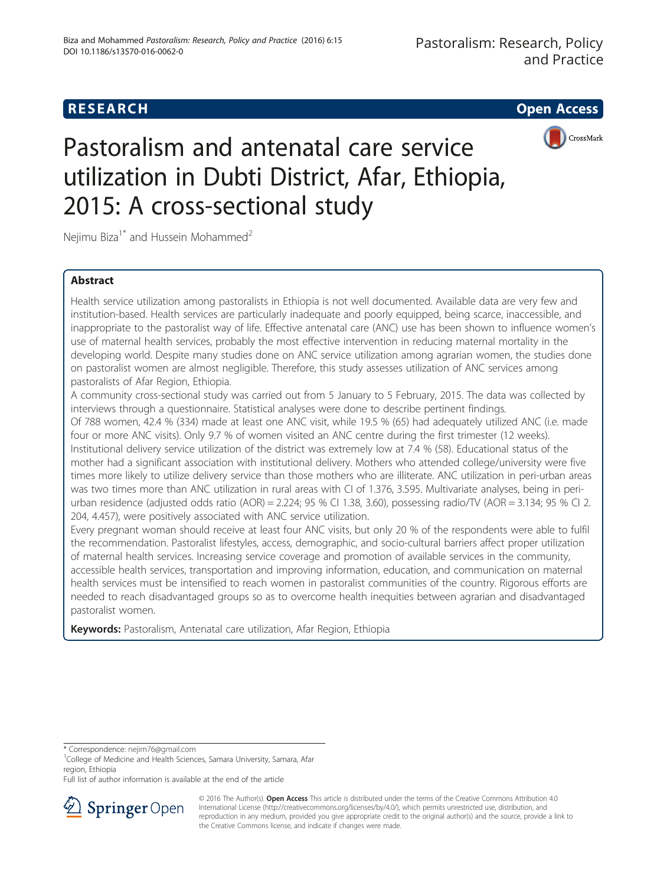**RESEARCH** **Open Access**

# Pastoralism and antenatal care service utilization in Dubti District, Afar, Ethiopia, 2015: A cross-sectional study

Nejimu Biza[1*] and Hussein Mohammed[2]

## Abstract

Health service utilization among pastoralists in Ethiopia is not well documented. Available data are very few and institution-based. Health services are particularly inadequate and poorly equipped, being scarce, inaccessible, and inappropriate to the pastoralist way of life. Effective antenatal care (ANC) use has been shown to influence women's use of maternal health services, probably the most effective intervention in reducing maternal mortality in the developing world. Despite many studies done on ANC service utilization among agrarian women, the studies done on pastoralist women are almost negligible. Therefore, this study assesses utilization of ANC services among pastoralists of Afar Region, Ethiopia.

A community cross-sectional study was carried out from 5 January to 5 February, 2015. The data was collected by interviews through a questionnaire. Statistical analyses were done to describe pertinent findings.

Of 788 women, 42.4 % (334) made at least one ANC visit, while 19.5 % (65) had adequately utilized ANC (i.e. made four or more ANC visits). Only 9.7 % of women visited an ANC centre during the first trimester (12 weeks). Institutional delivery service utilization of the district was extremely low at 7.4 % (58). Educational status of the mother had a significant association with institutional delivery. Mothers who attended college/university were five times more likely to utilize delivery service than those mothers who are illiterate. ANC utilization in peri-urban areas was two times more than ANC utilization in rural areas with CI of 1.376, 3.595. Multivariate analyses, being in peri-urban residence (adjusted odds ratio (AOR) = 2.224; 95 % CI 1.38, 3.60), possessing radio/TV (AOR = 3.134; 95 % CI 2.204, 4.457), were positively associated with ANC service utilization.

Every pregnant woman should receive at least four ANC visits, but only 20 % of the respondents were able to fulfil the recommendation. Pastoralist lifestyles, access, demographic, and socio-cultural barriers affect proper utilization of maternal health services. Increasing service coverage and promotion of available services in the community, accessible health services, transportation and improving information, education, and communication on maternal health services must be intensified to reach women in pastoralist communities of the country. Rigorous efforts are needed to reach disadvantaged groups so as to overcome health inequities between agrarian and disadvantaged pastoralist women.

**Keywords:** Pastoralism, Antenatal care utilization, Afar Region, Ethiopia

* Correspondence: nejim76@gmail.com
[1]College of Medicine and Health Sciences, Samara University, Samara, Afar region, Ethiopia
Full list of author information is available at the end of the article

© 2016 The Author(s). **Open Access** This article is distributed under the terms of the Creative Commons Attribution 4.0 International License (http://creativecommons.org/licenses/by/4.0/), which permits unrestricted use, distribution, and reproduction in any medium, provided you give appropriate credit to the original author(s) and the source, provide a link to the Creative Commons license, and indicate if changes were made.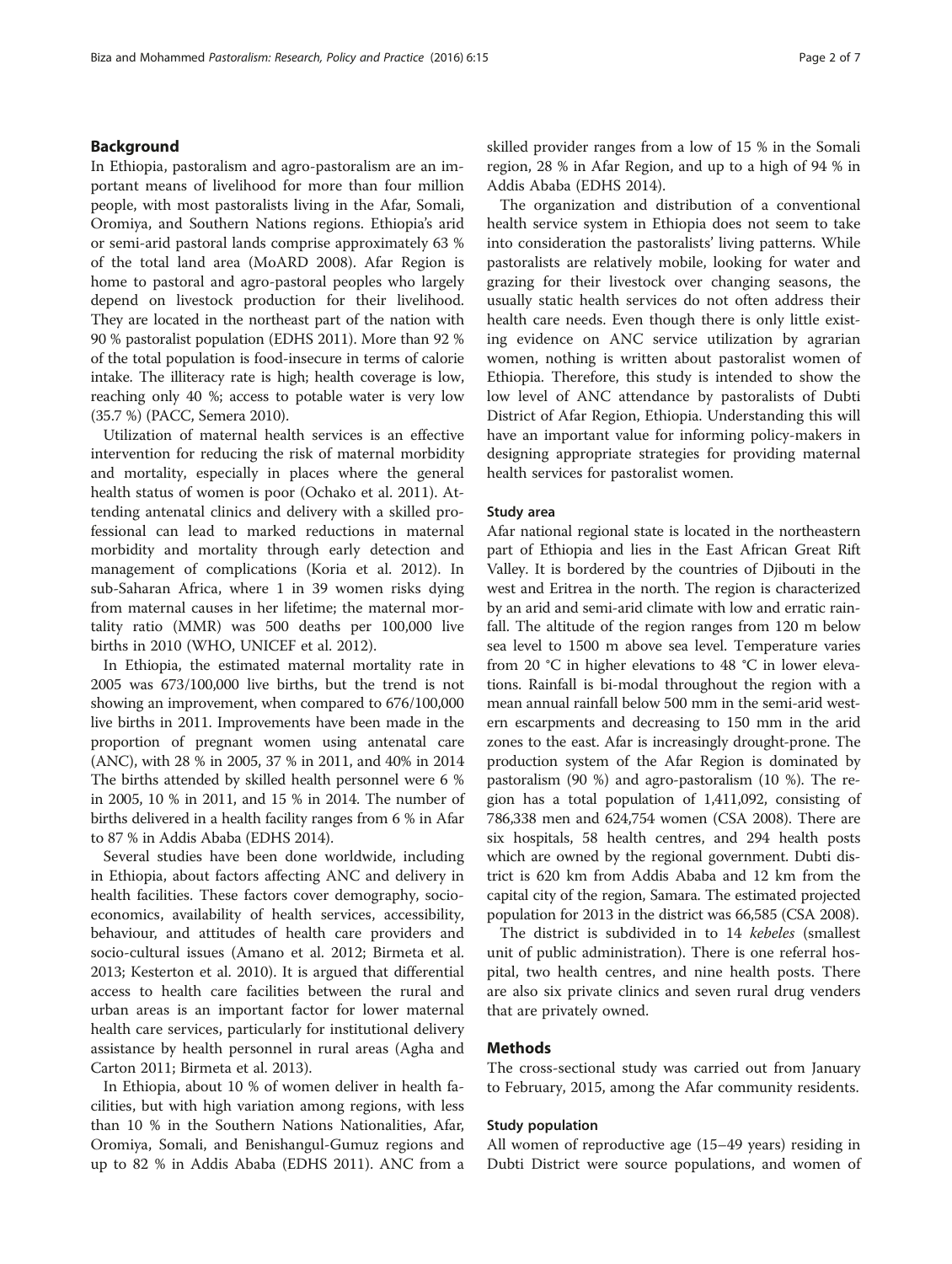## Background

In Ethiopia, pastoralism and agro-pastoralism are an important means of livelihood for more than four million people, with most pastoralists living in the Afar, Somali, Oromiya, and Southern Nations regions. Ethiopia's arid or semi-arid pastoral lands comprise approximately 63 % of the total land area (MoARD 2008). Afar Region is home to pastoral and agro-pastoral peoples who largely depend on livestock production for their livelihood. They are located in the northeast part of the nation with 90 % pastoralist population (EDHS 2011). More than 92 % of the total population is food-insecure in terms of calorie intake. The illiteracy rate is high; health coverage is low, reaching only 40 %; access to potable water is very low (35.7 %) (PACC, Semera 2010).

Utilization of maternal health services is an effective intervention for reducing the risk of maternal morbidity and mortality, especially in places where the general health status of women is poor (Ochako et al. 2011). Attending antenatal clinics and delivery with a skilled professional can lead to marked reductions in maternal morbidity and mortality through early detection and management of complications (Koria et al. 2012). In sub-Saharan Africa, where 1 in 39 women risks dying from maternal causes in her lifetime; the maternal mortality ratio (MMR) was 500 deaths per 100,000 live births in 2010 (WHO, UNICEF et al. 2012).

In Ethiopia, the estimated maternal mortality rate in 2005 was 673/100,000 live births, but the trend is not showing an improvement, when compared to 676/100,000 live births in 2011. Improvements have been made in the proportion of pregnant women using antenatal care (ANC), with 28 % in 2005, 37 % in 2011, and 40% in 2014 The births attended by skilled health personnel were 6 % in 2005, 10 % in 2011, and 15 % in 2014. The number of births delivered in a health facility ranges from 6 % in Afar to 87 % in Addis Ababa (EDHS 2014).

Several studies have been done worldwide, including in Ethiopia, about factors affecting ANC and delivery in health facilities. These factors cover demography, socio-economics, availability of health services, accessibility, behaviour, and attitudes of health care providers and socio-cultural issues (Amano et al. 2012; Birmeta et al. 2013; Kesterton et al. 2010). It is argued that differential access to health care facilities between the rural and urban areas is an important factor for lower maternal health care services, particularly for institutional delivery assistance by health personnel in rural areas (Agha and Carton 2011; Birmeta et al. 2013).

In Ethiopia, about 10 % of women deliver in health facilities, but with high variation among regions, with less than 10 % in the Southern Nations Nationalities, Afar, Oromiya, Somali, and Benishangul-Gumuz regions and up to 82 % in Addis Ababa (EDHS 2011). ANC from a skilled provider ranges from a low of 15 % in the Somali region, 28 % in Afar Region, and up to a high of 94 % in Addis Ababa (EDHS 2014).

The organization and distribution of a conventional health service system in Ethiopia does not seem to take into consideration the pastoralists' living patterns. While pastoralists are relatively mobile, looking for water and grazing for their livestock over changing seasons, the usually static health services do not often address their health care needs. Even though there is only little existing evidence on ANC service utilization by agrarian women, nothing is written about pastoralist women of Ethiopia. Therefore, this study is intended to show the low level of ANC attendance by pastoralists of Dubti District of Afar Region, Ethiopia. Understanding this will have an important value for informing policy-makers in designing appropriate strategies for providing maternal health services for pastoralist women.

### Study area

Afar national regional state is located in the northeastern part of Ethiopia and lies in the East African Great Rift Valley. It is bordered by the countries of Djibouti in the west and Eritrea in the north. The region is characterized by an arid and semi-arid climate with low and erratic rainfall. The altitude of the region ranges from 120 m below sea level to 1500 m above sea level. Temperature varies from 20 °C in higher elevations to 48 °C in lower elevations. Rainfall is bi-modal throughout the region with a mean annual rainfall below 500 mm in the semi-arid western escarpments and decreasing to 150 mm in the arid zones to the east. Afar is increasingly drought-prone. The production system of the Afar Region is dominated by pastoralism (90 %) and agro-pastoralism (10 %). The region has a total population of 1,411,092, consisting of 786,338 men and 624,754 women (CSA 2008). There are six hospitals, 58 health centres, and 294 health posts which are owned by the regional government. Dubti district is 620 km from Addis Ababa and 12 km from the capital city of the region, Samara. The estimated projected population for 2013 in the district was 66,585 (CSA 2008).

The district is subdivided in to 14 *kebeles* (smallest unit of public administration). There is one referral hospital, two health centres, and nine health posts. There are also six private clinics and seven rural drug venders that are privately owned.

## Methods

The cross-sectional study was carried out from January to February, 2015, among the Afar community residents.

### Study population

All women of reproductive age (15–49 years) residing in Dubti District were source populations, and women of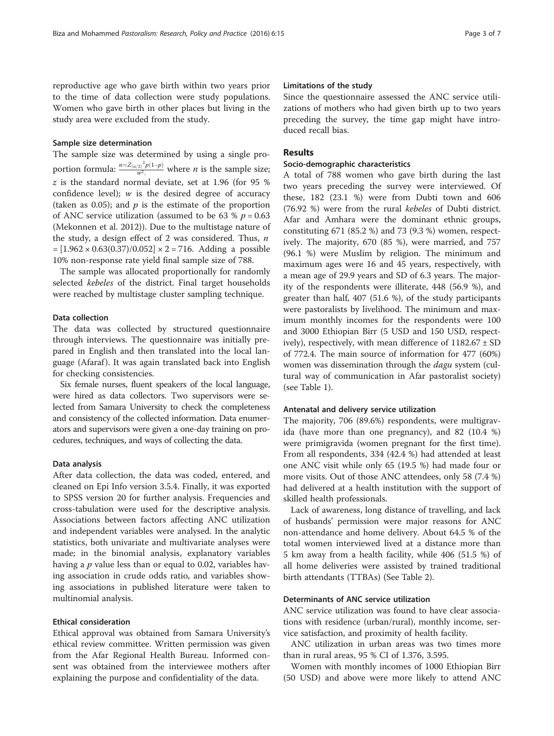reproductive age who gave birth within two years prior to the time of data collection were study populations. Women who gave birth in other places but living in the study area were excluded from the study.

#### Sample size determination

The sample size was determined by using a single proportion formula: $n = \frac{Z_{(\alpha/2)}{}^2 p(1-p)}{w^2}$, where $n$ is the sample size; $z$ is the standard normal deviate, set at 1.96 (for 95 % confidence level); $w$ is the desired degree of accuracy (taken as 0.05); and $p$ is the estimate of the proportion of ANC service utilization (assumed to be 63 % $p = 0.63$ (Mekonnen et al. 2012)). Due to the multistage nature of the study, a design effect of 2 was considered. Thus, $n = [1.96^2 \times 0.63(0.37)/0.05^2] \times 2 = 716$. Adding a possible 10% non-response rate yield final sample size of 788.

The sample was allocated proportionally for randomly selected *kebeles* of the district. Final target households were reached by multistage cluster sampling technique.

#### Data collection

The data was collected by structured questionnaire through interviews. The questionnaire was initially prepared in English and then translated into the local language (Afaraf). It was again translated back into English for checking consistencies.

Six female nurses, fluent speakers of the local language, were hired as data collectors. Two supervisors were selected from Samara University to check the completeness and consistency of the collected information. Data enumerators and supervisors were given a one-day training on procedures, techniques, and ways of collecting the data.

#### Data analysis

After data collection, the data was coded, entered, and cleaned on Epi Info version 3.5.4. Finally, it was exported to SPSS version 20 for further analysis. Frequencies and cross-tabulation were used for the descriptive analysis. Associations between factors affecting ANC utilization and independent variables were analysed. In the analytic statistics, both univariate and multivariate analyses were made; in the binomial analysis, explanatory variables having a $p$ value less than or equal to 0.02, variables having association in crude odds ratio, and variables showing associations in published literature were taken to multinomial analysis.

#### Ethical consideration

Ethical approval was obtained from Samara University's ethical review committee. Written permission was given from the Afar Regional Health Bureau. Informed consent was obtained from the interviewee mothers after explaining the purpose and confidentiality of the data.

#### Limitations of the study

Since the questionnaire assessed the ANC service utilizations of mothers who had given birth up to two years preceding the survey, the time gap might have introduced recall bias.

## Results

#### Socio-demographic characteristics

A total of 788 women who gave birth during the last two years preceding the survey were interviewed. Of these, 182 (23.1 %) were from Dubti town and 606 (76.92 %) were from the rural *kebeles* of Dubti district. Afar and Amhara were the dominant ethnic groups, constituting 671 (85.2 %) and 73 (9.3 %) women, respectively. The majority, 670 (85 %), were married, and 757 (96.1 %) were Muslim by religion. The minimum and maximum ages were 16 and 45 years, respectively, with a mean age of 29.9 years and SD of 6.3 years. The majority of the respondents were illiterate, 448 (56.9 %), and greater than half, 407 (51.6 %), of the study participants were pastoralists by livelihood. The minimum and maximum monthly incomes for the respondents were 100 and 3000 Ethiopian Birr (5 USD and 150 USD, respectively), respectively, with mean difference of 1182.67 ± SD of 772.4. The main source of information for 477 (60%) women was dissemination through the *dagu* system (cultural way of communication in Afar pastoralist society) (see Table 1).

#### Antenatal and delivery service utilization

The majority, 706 (89.6%) respondents, were multigravida (have more than one pregnancy), and 82 (10.4 %) were primigravida (women pregnant for the first time). From all respondents, 334 (42.4 %) had attended at least one ANC visit while only 65 (19.5 %) had made four or more visits. Out of those ANC attendees, only 58 (7.4 %) had delivered at a health institution with the support of skilled health professionals.

Lack of awareness, long distance of travelling, and lack of husbands' permission were major reasons for ANC non-attendance and home delivery. About 64.5 % of the total women interviewed lived at a distance more than 5 km away from a health facility, while 406 (51.5 %) of all home deliveries were assisted by trained traditional birth attendants (TTBAs) (See Table 2).

#### Determinants of ANC service utilization

ANC service utilization was found to have clear associations with residence (urban/rural), monthly income, service satisfaction, and proximity of health facility.

ANC utilization in urban areas was two times more than in rural areas, 95 % CI of 1.376, 3.595.

Women with monthly incomes of 1000 Ethiopian Birr (50 USD) and above were more likely to attend ANC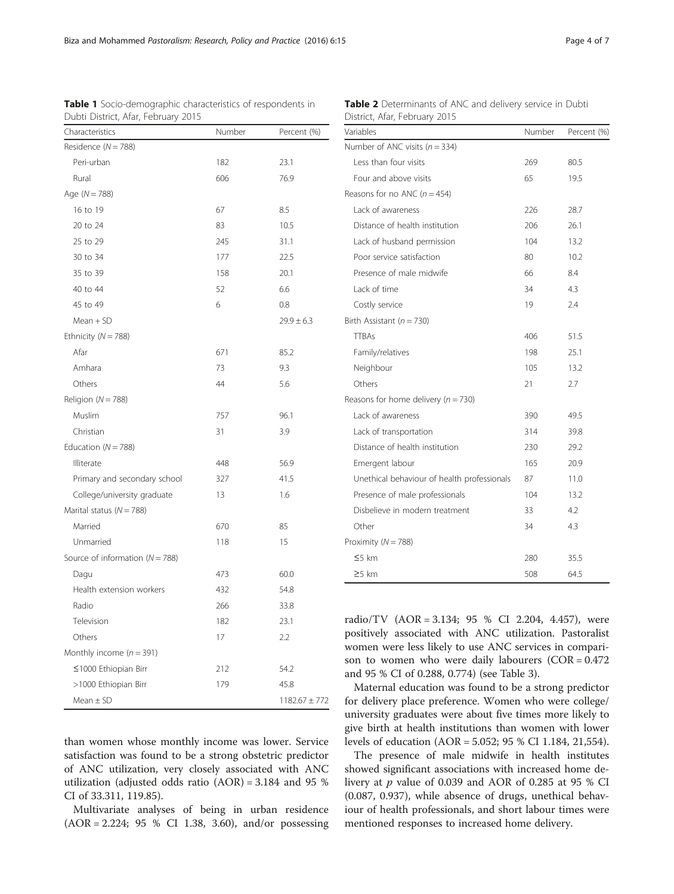**Table 1** Socio-demographic characteristics of respondents in Dubti District, Afar, February 2015

| Characteristics | Number | Percent (%) |
|---|---|---|
| Residence (*N* = 788) | | |
| Peri-urban | 182 | 23.1 |
| Rural | 606 | 76.9 |
| Age (*N* = 788) | | |
| 16 to 19 | 67 | 8.5 |
| 20 to 24 | 83 | 10.5 |
| 25 to 29 | 245 | 31.1 |
| 30 to 34 | 177 | 22.5 |
| 35 to 39 | 158 | 20.1 |
| 40 to 44 | 52 | 6.6 |
| 45 to 49 | 6 | 0.8 |
| Mean + SD | | 29.9 ± 6.3 |
| Ethnicity (*N* = 788) | | |
| Afar | 671 | 85.2 |
| Amhara | 73 | 9.3 |
| Others | 44 | 5.6 |
| Religion (*N* = 788) | | |
| Muslim | 757 | 96.1 |
| Christian | 31 | 3.9 |
| Education (*N* = 788) | | |
| Illiterate | 448 | 56.9 |
| Primary and secondary school | 327 | 41.5 |
| College/university graduate | 13 | 1.6 |
| Marital status (*N* = 788) | | |
| Married | 670 | 85 |
| Unmarried | 118 | 15 |
| Source of information (*N* = 788) | | |
| Dagu | 473 | 60.0 |
| Health extension workers | 432 | 54.8 |
| Radio | 266 | 33.8 |
| Television | 182 | 23.1 |
| Others | 17 | 2.2 |
| Monthly income (*n* = 391) | | |
| ≤1000 Ethiopian Birr | 212 | 54.2 |
| >1000 Ethiopian Birr | 179 | 45.8 |
| Mean ± SD | | 1182.67 ± 772 |

than women whose monthly income was lower. Service satisfaction was found to be a strong obstetric predictor of ANC utilization, very closely associated with ANC utilization (adjusted odds ratio (AOR) = 3.184 and 95 % CI of 33.311, 119.85).

Multivariate analyses of being in urban residence (AOR = 2.224; 95 % CI 1.38, 3.60), and/or possessing radio/TV (AOR = 3.134; 95 % CI 2.204, 4.457), were positively associated with ANC utilization. Pastoralist women were less likely to use ANC services in comparison to women who were daily labourers (COR = 0.472 and 95 % CI of 0.288, 0.774) (see Table 3).

**Table 2** Determinants of ANC and delivery service in Dubti District, Afar, February 2015

| Variables | Number | Percent (%) |
|---|---|---|
| Number of ANC visits (*n* = 334) | | |
| Less than four visits | 269 | 80.5 |
| Four and above visits | 65 | 19.5 |
| Reasons for no ANC (*n* = 454) | | |
| Lack of awareness | 226 | 28.7 |
| Distance of health institution | 206 | 26.1 |
| Lack of husband permission | 104 | 13.2 |
| Poor service satisfaction | 80 | 10.2 |
| Presence of male midwife | 66 | 8.4 |
| Lack of time | 34 | 4.3 |
| Costly service | 19 | 2.4 |
| Birth Assistant (*n* = 730) | | |
| TTBAs | 406 | 51.5 |
| Family/relatives | 198 | 25.1 |
| Neighbour | 105 | 13.2 |
| Others | 21 | 2.7 |
| Reasons for home delivery (*n* = 730) | | |
| Lack of awareness | 390 | 49.5 |
| Lack of transportation | 314 | 39.8 |
| Distance of health institution | 230 | 29.2 |
| Emergent labour | 165 | 20.9 |
| Unethical behaviour of health professionals | 87 | 11.0 |
| Presence of male professionals | 104 | 13.2 |
| Disbelieve in modern treatment | 33 | 4.2 |
| Other | 34 | 4.3 |
| Proximity (*N* = 788) | | |
| ≤5 km | 280 | 35.5 |
| ≥5 km | 508 | 64.5 |

Maternal education was found to be a strong predictor for delivery place preference. Women who were college/university graduates were about five times more likely to give birth at health institutions than women with lower levels of education (AOR = 5.052; 95 % CI 1.184, 21,554).

The presence of male midwife in health institutes showed significant associations with increased home delivery at $p$ value of 0.039 and AOR of 0.285 at 95 % CI (0.087, 0.937), while absence of drugs, unethical behaviour of health professionals, and short labour times were mentioned responses to increased home delivery.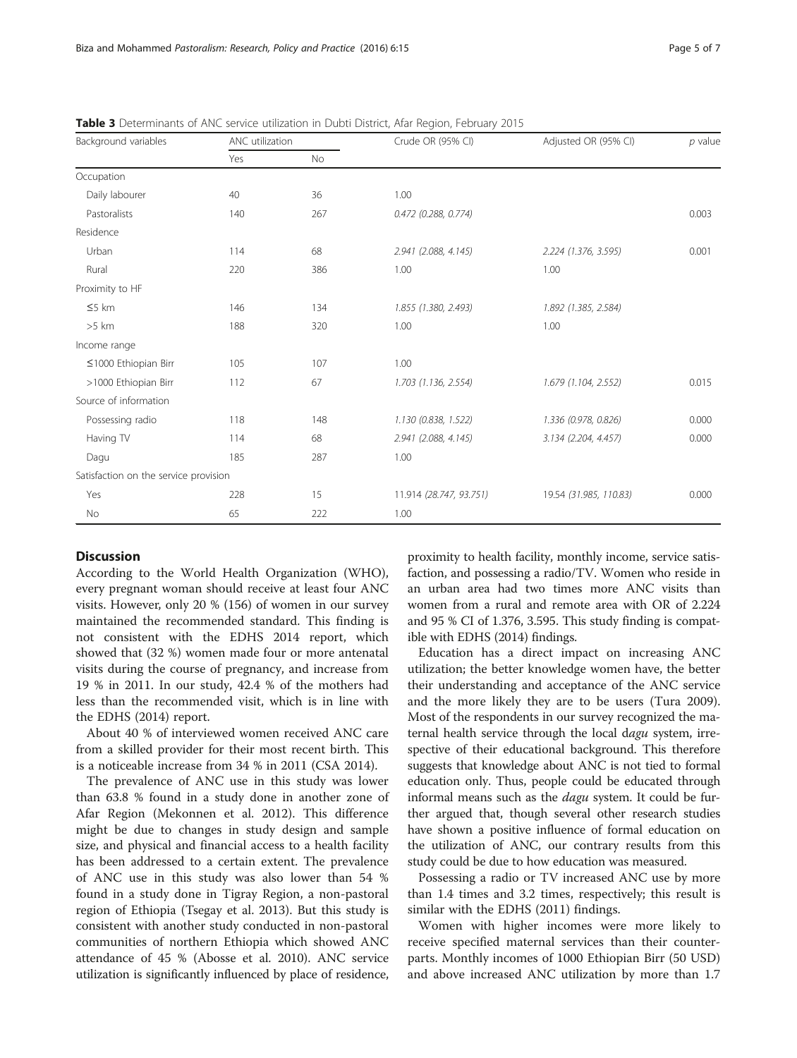**Table 3** Determinants of ANC service utilization in Dubti District, Afar Region, February 2015

| Background variables | ANC utilization | | Crude OR (95% CI) | Adjusted OR (95% CI) | *p* value |
|---|---|---|---|---|---|
| | Yes | No | | | |
| Occupation | | | | | |
| Daily labourer | 40 | 36 | 1.00 | | |
| Pastoralists | 140 | 267 | 0.472 (0.288, 0.774) | | 0.003 |
| Residence | | | | | |
| Urban | 114 | 68 | 2.941 (2.088, 4.145) | 2.224 (1.376, 3.595) | 0.001 |
| Rural | 220 | 386 | 1.00 | 1.00 | |
| Proximity to HF | | | | | |
| ≤5 km | 146 | 134 | 1.855 (1.380, 2.493) | 1.892 (1.385, 2.584) | |
| >5 km | 188 | 320 | 1.00 | 1.00 | |
| Income range | | | | | |
| ≤1000 Ethiopian Birr | 105 | 107 | 1.00 | | |
| >1000 Ethiopian Birr | 112 | 67 | 1.703 (1.136, 2.554) | 1.679 (1.104, 2.552) | 0.015 |
| Source of information | | | | | |
| Possessing radio | 118 | 148 | 1.130 (0.838, 1.522) | 1.336 (0.978, 0.826) | 0.000 |
| Having TV | 114 | 68 | 2.941 (2.088, 4.145) | 3.134 (2.204, 4.457) | 0.000 |
| Dagu | 185 | 287 | 1.00 | | |
| Satisfaction on the service provision | | | | | |
| Yes | 228 | 15 | 11.914 (28.747, 93.751) | 19.54 (31.985, 110.83) | 0.000 |
| No | 65 | 222 | 1.00 | | |

## Discussion

According to the World Health Organization (WHO), every pregnant woman should receive at least four ANC visits. However, only 20 % (156) of women in our survey maintained the recommended standard. This finding is not consistent with the EDHS 2014 report, which showed that (32 %) women made four or more antenatal visits during the course of pregnancy, and increase from 19 % in 2011. In our study, 42.4 % of the mothers had less than the recommended visit, which is in line with the EDHS (2014) report.

About 40 % of interviewed women received ANC care from a skilled provider for their most recent birth. This is a noticeable increase from 34 % in 2011 (CSA 2014).

The prevalence of ANC use in this study was lower than 63.8 % found in a study done in another zone of Afar Region (Mekonnen et al. 2012). This difference might be due to changes in study design and sample size, and physical and financial access to a health facility has been addressed to a certain extent. The prevalence of ANC use in this study was also lower than 54 % found in a study done in Tigray Region, a non-pastoral region of Ethiopia (Tsegay et al. 2013). But this study is consistent with another study conducted in non-pastoral communities of northern Ethiopia which showed ANC attendance of 45 % (Abosse et al. 2010). ANC service utilization is significantly influenced by place of residence, proximity to health facility, monthly income, service satisfaction, and possessing a radio/TV. Women who reside in an urban area had two times more ANC visits than women from a rural and remote area with OR of 2.224 and 95 % CI of 1.376, 3.595. This study finding is compatible with EDHS (2014) findings.

Education has a direct impact on increasing ANC utilization; the better knowledge women have, the better their understanding and acceptance of the ANC service and the more likely they are to be users (Tura 2009). Most of the respondents in our survey recognized the maternal health service through the local d*agu* system, irrespective of their educational background. This therefore suggests that knowledge about ANC is not tied to formal education only. Thus, people could be educated through informal means such as the *dagu* system. It could be further argued that, though several other research studies have shown a positive influence of formal education on the utilization of ANC, our contrary results from this study could be due to how education was measured.

Possessing a radio or TV increased ANC use by more than 1.4 times and 3.2 times, respectively; this result is similar with the EDHS (2011) findings.

Women with higher incomes were more likely to receive specified maternal services than their counterparts. Monthly incomes of 1000 Ethiopian Birr (50 USD) and above increased ANC utilization by more than 1.7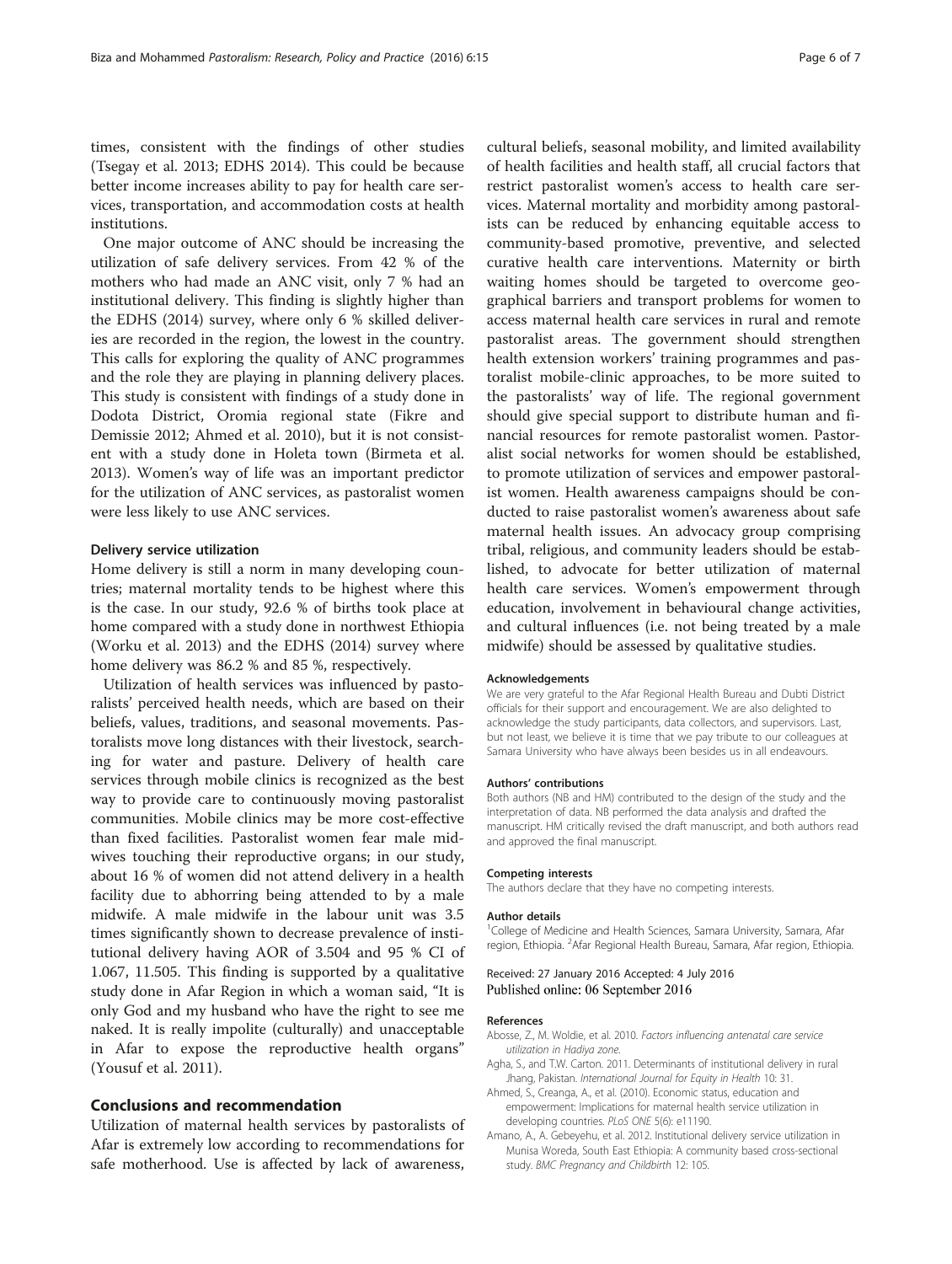times, consistent with the findings of other studies (Tsegay et al. 2013; EDHS 2014). This could be because better income increases ability to pay for health care services, transportation, and accommodation costs at health institutions.

One major outcome of ANC should be increasing the utilization of safe delivery services. From 42 % of the mothers who had made an ANC visit, only 7 % had an institutional delivery. This finding is slightly higher than the EDHS (2014) survey, where only 6 % skilled deliveries are recorded in the region, the lowest in the country. This calls for exploring the quality of ANC programmes and the role they are playing in planning delivery places. This study is consistent with findings of a study done in Dodota District, Oromia regional state (Fikre and Demissie 2012; Ahmed et al. 2010), but it is not consistent with a study done in Holeta town (Birmeta et al. 2013). Women's way of life was an important predictor for the utilization of ANC services, as pastoralist women were less likely to use ANC services.

### Delivery service utilization

Home delivery is still a norm in many developing countries; maternal mortality tends to be highest where this is the case. In our study, 92.6 % of births took place at home compared with a study done in northwest Ethiopia (Worku et al. 2013) and the EDHS (2014) survey where home delivery was 86.2 % and 85 %, respectively.

Utilization of health services was influenced by pastoralists' perceived health needs, which are based on their beliefs, values, traditions, and seasonal movements. Pastoralists move long distances with their livestock, searching for water and pasture. Delivery of health care services through mobile clinics is recognized as the best way to provide care to continuously moving pastoralist communities. Mobile clinics may be more cost-effective than fixed facilities. Pastoralist women fear male midwives touching their reproductive organs; in our study, about 16 % of women did not attend delivery in a health facility due to abhorring being attended to by a male midwife. A male midwife in the labour unit was 3.5 times significantly shown to decrease prevalence of institutional delivery having AOR of 3.504 and 95 % CI of 1.067, 11.505. This finding is supported by a qualitative study done in Afar Region in which a woman said, "It is only God and my husband who have the right to see me naked. It is really impolite (culturally) and unacceptable in Afar to expose the reproductive health organs" (Yousuf et al. 2011).

## Conclusions and recommendation

Utilization of maternal health services by pastoralists of Afar is extremely low according to recommendations for safe motherhood. Use is affected by lack of awareness, cultural beliefs, seasonal mobility, and limited availability of health facilities and health staff, all crucial factors that restrict pastoralist women's access to health care services. Maternal mortality and morbidity among pastoralists can be reduced by enhancing equitable access to community-based promotive, preventive, and selected curative health care interventions. Maternity or birth waiting homes should be targeted to overcome geographical barriers and transport problems for women to access maternal health care services in rural and remote pastoralist areas. The government should strengthen health extension workers' training programmes and pastoralist mobile-clinic approaches, to be more suited to the pastoralists' way of life. The regional government should give special support to distribute human and financial resources for remote pastoralist women. Pastoralist social networks for women should be established, to promote utilization of services and empower pastoralist women. Health awareness campaigns should be conducted to raise pastoralist women's awareness about safe maternal health issues. An advocacy group comprising tribal, religious, and community leaders should be established, to advocate for better utilization of maternal health care services. Women's empowerment through education, involvement in behavioural change activities, and cultural influences (i.e. not being treated by a male midwife) should be assessed by qualitative studies.

#### Acknowledgements

We are very grateful to the Afar Regional Health Bureau and Dubti District officials for their support and encouragement. We are also delighted to acknowledge the study participants, data collectors, and supervisors. Last, but not least, we believe it is time that we pay tribute to our colleagues at Samara University who have always been besides us in all endeavours.

#### Authors' contributions

Both authors (NB and HM) contributed to the design of the study and the interpretation of data. NB performed the data analysis and drafted the manuscript. HM critically revised the draft manuscript, and both authors read and approved the final manuscript.

#### Competing interests

The authors declare that they have no competing interests.

#### Author details

[1]College of Medicine and Health Sciences, Samara University, Samara, Afar region, Ethiopia. [2]Afar Regional Health Bureau, Samara, Afar region, Ethiopia.

Received: 27 January 2016 Accepted: 4 July 2016
Published online: 06 September 2016

#### References

Abosse, Z., M. Woldie, et al. 2010. *Factors influencing antenatal care service utilization in Hadiya zone*.

Agha, S., and T.W. Carton. 2011. Determinants of institutional delivery in rural Jhang, Pakistan. *International Journal for Equity in Health* 10: 31.

Ahmed, S., Creanga, A., et al. (2010). Economic status, education and empowerment: Implications for maternal health service utilization in developing countries. *PLoS ONE* 5(6): e11190.

Amano, A., A. Gebeyehu, et al. 2012. Institutional delivery service utilization in Munisa Woreda, South East Ethiopia: A community based cross-sectional study. *BMC Pregnancy and Childbirth* 12: 105.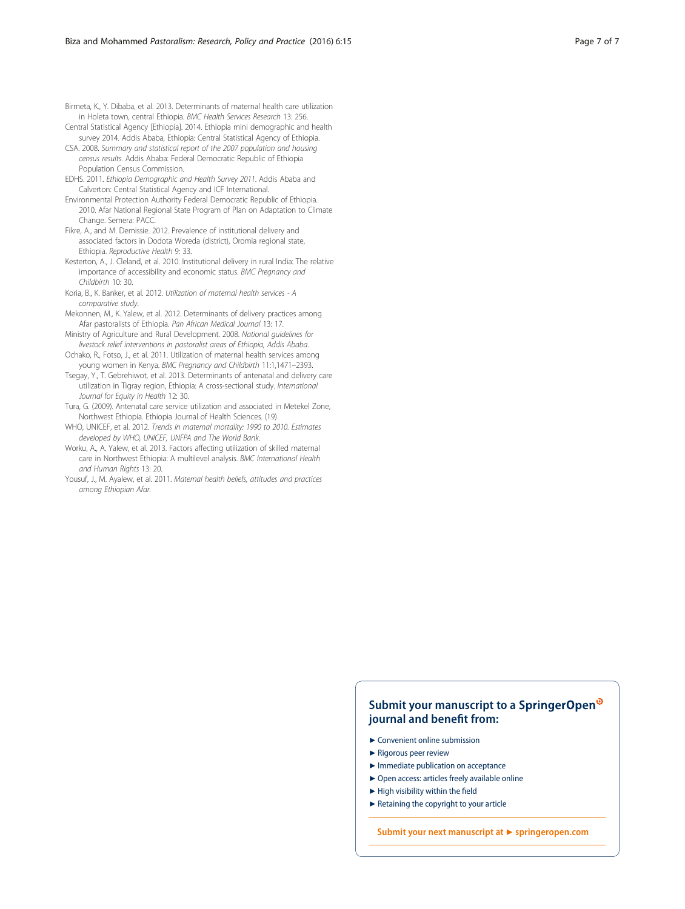Birmeta, K., Y. Dibaba, et al. 2013. Determinants of maternal health care utilization in Holeta town, central Ethiopia. *BMC Health Services Research* 13: 256.

Central Statistical Agency [Ethiopia]. 2014. Ethiopia mini demographic and health survey 2014. Addis Ababa, Ethiopia: Central Statistical Agency of Ethiopia.

CSA. 2008. *Summary and statistical report of the 2007 population and housing census results*. Addis Ababa: Federal Democratic Republic of Ethiopia Population Census Commission.

EDHS. 2011. *Ethiopia Demographic and Health Survey 2011*. Addis Ababa and Calverton: Central Statistical Agency and ICF International.

Environmental Protection Authority Federal Democratic Republic of Ethiopia. 2010. Afar National Regional State Program of Plan on Adaptation to Climate Change. Semera: PACC.

Fikre, A., and M. Demissie. 2012. Prevalence of institutional delivery and associated factors in Dodota Woreda (district), Oromia regional state, Ethiopia. *Reproductive Health* 9: 33.

Kesterton, A., J. Cleland, et al. 2010. Institutional delivery in rural India: The relative importance of accessibility and economic status. *BMC Pregnancy and Childbirth* 10: 30.

Koria, B., K. Banker, et al. 2012. *Utilization of maternal health services - A comparative study*.

Mekonnen, M., K. Yalew, et al. 2012. Determinants of delivery practices among Afar pastoralists of Ethiopia. *Pan African Medical Journal* 13: 17.

Ministry of Agriculture and Rural Development. 2008. *National guidelines for livestock relief interventions in pastoralist areas of Ethiopia, Addis Ababa*.

Ochako, R., Fotso, J., et al. 2011. Utilization of maternal health services among young women in Kenya. *BMC Pregnancy and Childbirth* 11:1,1471–2393.

Tsegay, Y., T. Gebrehiwot, et al. 2013. Determinants of antenatal and delivery care utilization in Tigray region, Ethiopia: A cross-sectional study. *International Journal for Equity in Health* 12: 30.

Tura, G. (2009). Antenatal care service utilization and associated in Metekel Zone, Northwest Ethiopia. Ethiopia Journal of Health Sciences. (19)

WHO, UNICEF, et al. 2012. *Trends in maternal mortality: 1990 to 2010. Estimates developed by WHO, UNICEF, UNFPA and The World Bank*.

Worku, A., A. Yalew, et al. 2013. Factors affecting utilization of skilled maternal care in Northwest Ethiopia: A multilevel analysis. *BMC International Health and Human Rights* 13: 20.

Yousuf, J., M. Ayalew, et al. 2011. *Maternal health beliefs, attitudes and practices among Ethiopian Afar*.

**Submit your manuscript to a SpringerOpen journal and benefit from:**

- ► Convenient online submission
- ► Rigorous peer review
- ► Immediate publication on acceptance
- ► Open access: articles freely available online
- ► High visibility within the field
- ► Retaining the copyright to your article

**Submit your next manuscript at ► springeropen.com**